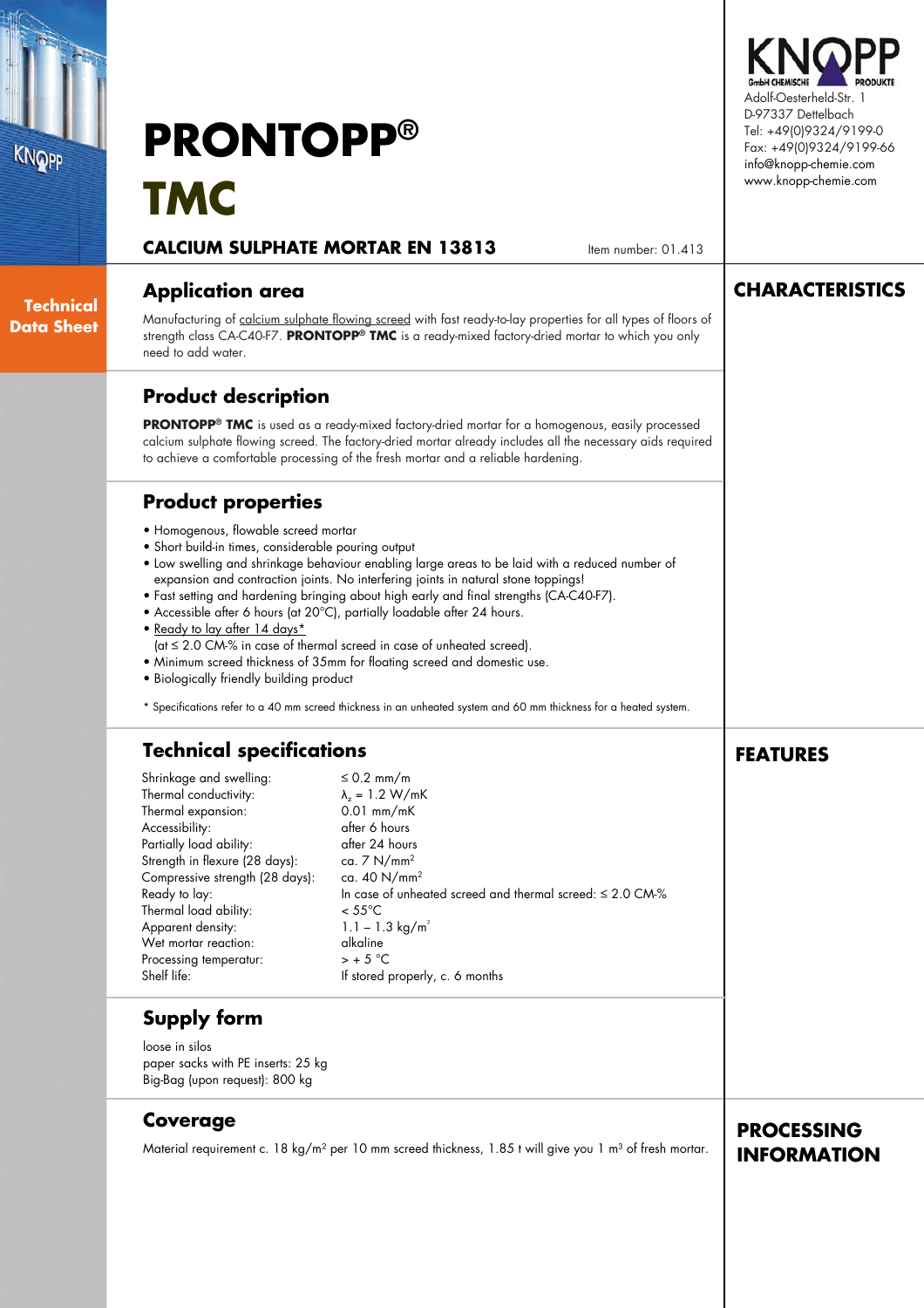# PRONTOPP® TMC

## CALCIUM SULPHATE MORTAR EN 13813

Item number: 01.413

KNOPP GmbH CHEMISCHE PRODUKTE
Adolf-Oesterheld-Str. 1
D-97337 Dettelbach
Tel: +49(0)9324/9199-0
Fax: +49(0)9324/9199-66
info@knopp-chemie.com
www.knopp-chemie.com

**Technical Data Sheet**

## CHARACTERISTICS

### Application area

Manufacturing of calcium sulphate flowing screed with fast ready-to-lay properties for all types of floors of strength class CA-C40-F7. **PRONTOPP® TMC** is a ready-mixed factory-dried mortar to which you only need to add water.

### Product description

**PRONTOPP® TMC** is used as a ready-mixed factory-dried mortar for a homogenous, easily processed calcium sulphate flowing screed. The factory-dried mortar already includes all the necessary aids required to achieve a comfortable processing of the fresh mortar and a reliable hardening.

### Product properties

- Homogenous, flowable screed mortar
- Short build-in times, considerable pouring output
- Low swelling and shrinkage behaviour enabling large areas to be laid with a reduced number of expansion and contraction joints. No interfering joints in natural stone toppings!
- Fast setting and hardening bringing about high early and final strengths (CA-C40-F7).
- Accessible after 6 hours (at 20°C), partially loadable after 24 hours.
- Ready to lay after 14 days*
  (at ≤ 2.0 CM-% in case of thermal screed in case of unheated screed).
- Minimum screed thickness of 35mm for floating screed and domestic use.
- Biologically friendly building product

* Specifications refer to a 40 mm screed thickness in an unheated system and 60 mm thickness for a heated system.

## FEATURES

### Technical specifications

| | |
|---|---|
| Shrinkage and swelling: | ≤ 0.2 mm/m |
| Thermal conductivity: | $\lambda_z$ = 1.2 W/mK |
| Thermal expansion: | 0.01 mm/mK |
| Accessibility: | after 6 hours |
| Partially load ability: | after 24 hours |
| Strength in flexure (28 days): | ca. 7 N/mm² |
| Compressive strength (28 days): | ca. 40 N/mm² |
| Ready to lay: | In case of unheated screed and thermal screed: ≤ 2.0 CM-% |
| Thermal load ability: | < 55°C |
| Apparent density: | 1.1 – 1.3 kg/m³ |
| Wet mortar reaction: | alkaline |
| Processing temperatur: | > + 5 °C |
| Shelf life: | If stored properly, c. 6 months |

### Supply form

loose in silos
paper sacks with PE inserts: 25 kg
Big-Bag (upon request): 800 kg

## PROCESSING INFORMATION

### Coverage

Material requirement c. 18 kg/m² per 10 mm screed thickness, 1.85 t will give you 1 m³ of fresh mortar.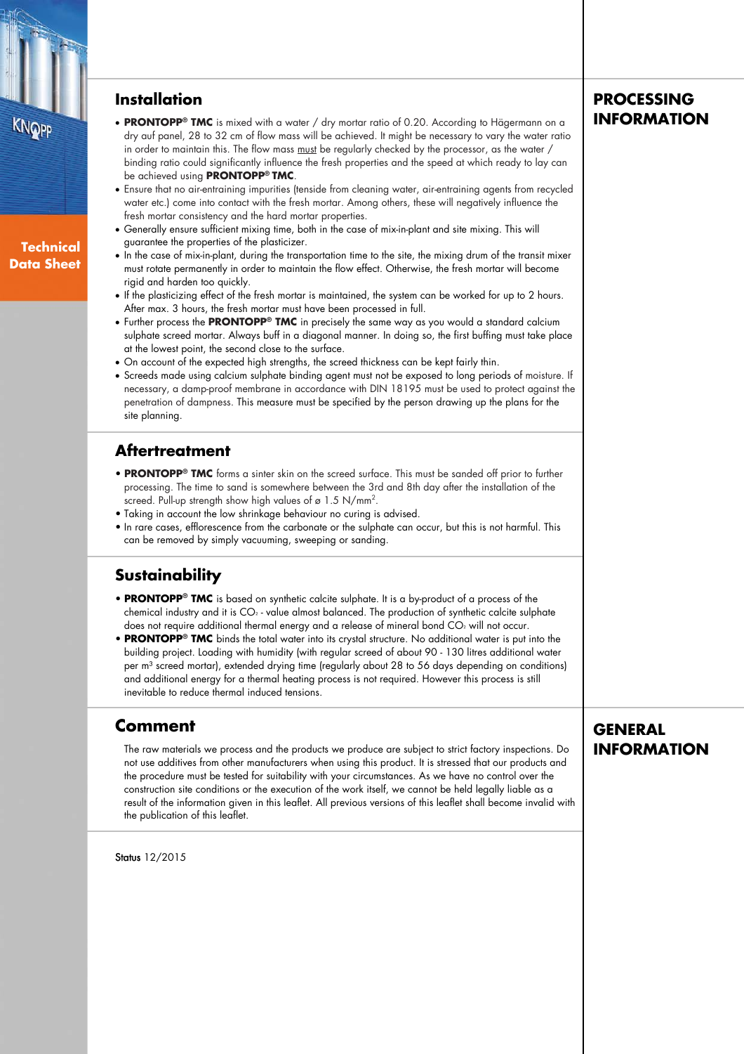**Technical Data Sheet**

# PROCESSING INFORMATION

## Installation

- **PRONTOPP® TMC** is mixed with a water / dry mortar ratio of 0.20. According to Hägermann on a dry auf panel, 28 to 32 cm of flow mass will be achieved. It might be necessary to vary the water ratio in order to maintain this. The flow mass must be regularly checked by the processor, as the water / binding ratio could significantly influence the fresh properties and the speed at which ready to lay can be achieved using **PRONTOPP® TMC**.
- Ensure that no air-entraining impurities (tenside from cleaning water, air-entraining agents from recycled water etc.) come into contact with the fresh mortar. Among others, these will negatively influence the fresh mortar consistency and the hard mortar properties.
- Generally ensure sufficient mixing time, both in the case of mix-in-plant and site mixing. This will guarantee the properties of the plasticizer.
- In the case of mix-in-plant, during the transportation time to the site, the mixing drum of the transit mixer must rotate permanently in order to maintain the flow effect. Otherwise, the fresh mortar will become rigid and harden too quickly.
- If the plasticizing effect of the fresh mortar is maintained, the system can be worked for up to 2 hours. After max. 3 hours, the fresh mortar must have been processed in full.
- Further process the **PRONTOPP® TMC** in precisely the same way as you would a standard calcium sulphate screed mortar. Always buff in a diagonal manner. In doing so, the first buffing must take place at the lowest point, the second close to the surface.
- On account of the expected high strengths, the screed thickness can be kept fairly thin.
- Screeds made using calcium sulphate binding agent must not be exposed to long periods of moisture. If necessary, a damp-proof membrane in accordance with DIN 18195 must be used to protect against the penetration of dampness. This measure must be specified by the person drawing up the plans for the site planning.

## Aftertreatment

- **PRONTOPP® TMC** forms a sinter skin on the screed surface. This must be sanded off prior to further processing. The time to sand is somewhere between the 3rd and 8th day after the installation of the screed. Pull-up strength show high values of ø 1.5 $N/mm^2$.
- Taking in account the low shrinkage behaviour no curing is advised.
- In rare cases, efflorescence from the carbonate or the sulphate can occur, but this is not harmful. This can be removed by simply vacuuming, sweeping or sanding.

## Sustainability

- **PRONTOPP® TMC** is based on synthetic calcite sulphate. It is a by-product of a process of the chemical industry and it is $CO_2$ - value almost balanced. The production of synthetic calcite sulphate does not require additional thermal energy and a release of mineral bond $CO_2$ will not occur.
- **PRONTOPP® TMC** binds the total water into its crystal structure. No additional water is put into the building project. Loading with humidity (with regular screed of about 90 - 130 litres additional water per $m^3$ screed mortar), extended drying time (regularly about 28 to 56 days depending on conditions) and additional energy for a thermal heating process is not required. However this process is still inevitable to reduce thermal induced tensions.

# GENERAL INFORMATION

## Comment

The raw materials we process and the products we produce are subject to strict factory inspections. Do not use additives from other manufacturers when using this product. It is stressed that our products and the procedure must be tested for suitability with your circumstances. As we have no control over the construction site conditions or the execution of the work itself, we cannot be held legally liable as a result of the information given in this leaflet. All previous versions of this leaflet shall become invalid with the publication of this leaflet.

Status 12/2015